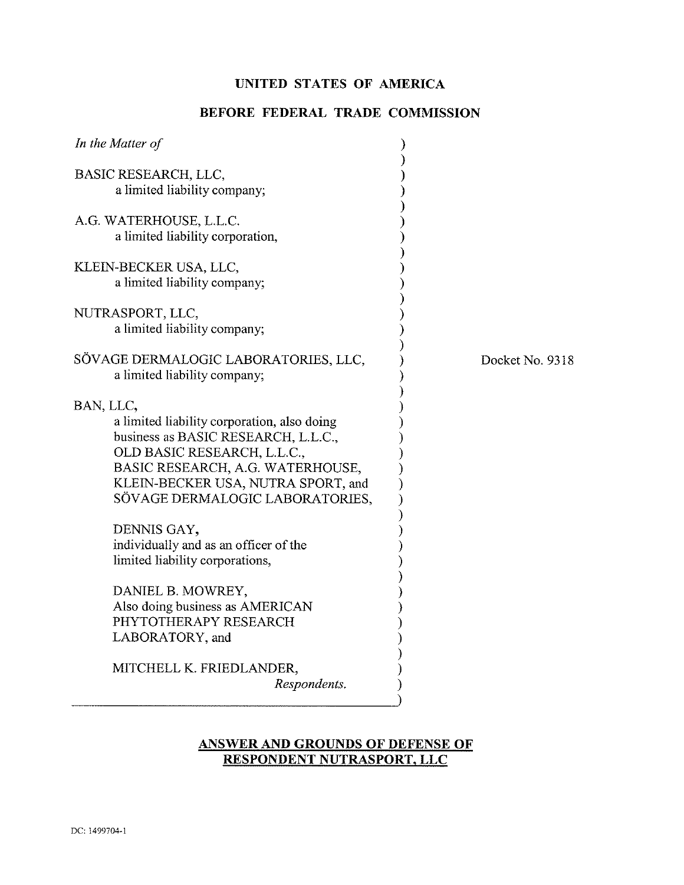**UNITED STATES OF AMERICA**

**BEFORE FEDERAL TRADE COMMISSION**

*In the Matter of*

BASIC RESEARCH, LLC,
a limited liability company;

A.G. WATERHOUSE, L.L.C.
a limited liability corporation,

KLEIN-BECKER USA, LLC,
a limited liability company;

NUTRASPORT, LLC,
a limited liability company;

SÖVAGE DERMALOGIC LABORATORIES, LLC,
a limited liability company;

BAN, LLC,
a limited liability corporation, also doing business as BASIC RESEARCH, L.L.C., OLD BASIC RESEARCH, L.L.C., BASIC RESEARCH, A.G. WATERHOUSE, KLEIN-BECKER USA, NUTRA SPORT, and SÖVAGE DERMALOGIC LABORATORIES,

DENNIS GAY,
individually and as an officer of the limited liability corporations,

DANIEL B. MOWREY,
Also doing business as AMERICAN PHYTOTHERAPY RESEARCH LABORATORY, and

MITCHELL K. FRIEDLANDER,
*Respondents.*

Docket No. 9318

## ANSWER AND GROUNDS OF DEFENSE OF RESPONDENT NUTRASPORT, LLC

DC: 1499704-1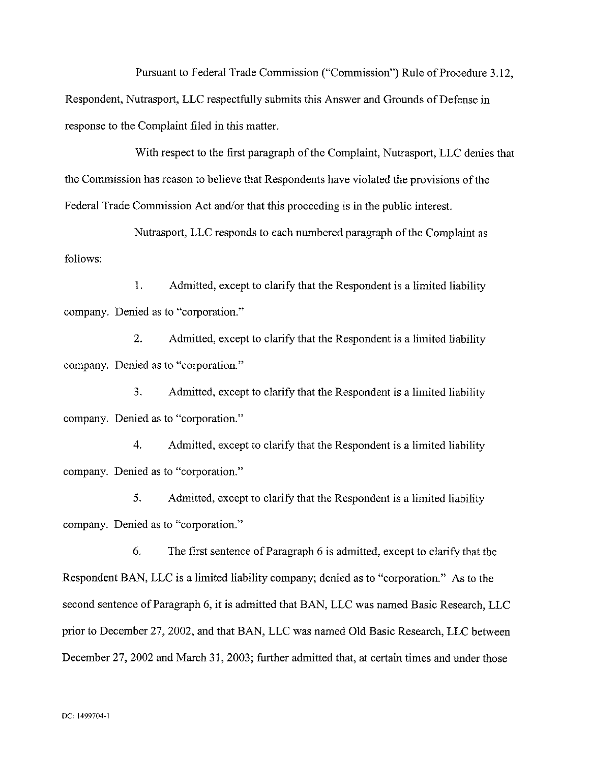Pursuant to Federal Trade Commission ("Commission") Rule of Procedure 3.12, Respondent, Nutrasport, LLC respectfully submits this Answer and Grounds of Defense in response to the Complaint filed in this matter.

With respect to the first paragraph of the Complaint, Nutrasport, LLC denies that the Commission has reason to believe that Respondents have violated the provisions of the Federal Trade Commission Act and/or that this proceeding is in the public interest.

Nutrasport, LLC responds to each numbered paragraph of the Complaint as follows:

1. Admitted, except to clarify that the Respondent is a limited liability company. Denied as to "corporation."

2. Admitted, except to clarify that the Respondent is a limited liability company. Denied as to "corporation."

3. Admitted, except to clarify that the Respondent is a limited liability company. Denied as to "corporation."

4. Admitted, except to clarify that the Respondent is a limited liability company. Denied as to "corporation."

5. Admitted, except to clarify that the Respondent is a limited liability company. Denied as to "corporation."

6. The first sentence of Paragraph 6 is admitted, except to clarify that the Respondent BAN, LLC is a limited liability company; denied as to "corporation." As to the second sentence of Paragraph 6, it is admitted that BAN, LLC was named Basic Research, LLC prior to December 27, 2002, and that BAN, LLC was named Old Basic Research, LLC between December 27, 2002 and March 31, 2003; further admitted that, at certain times and under those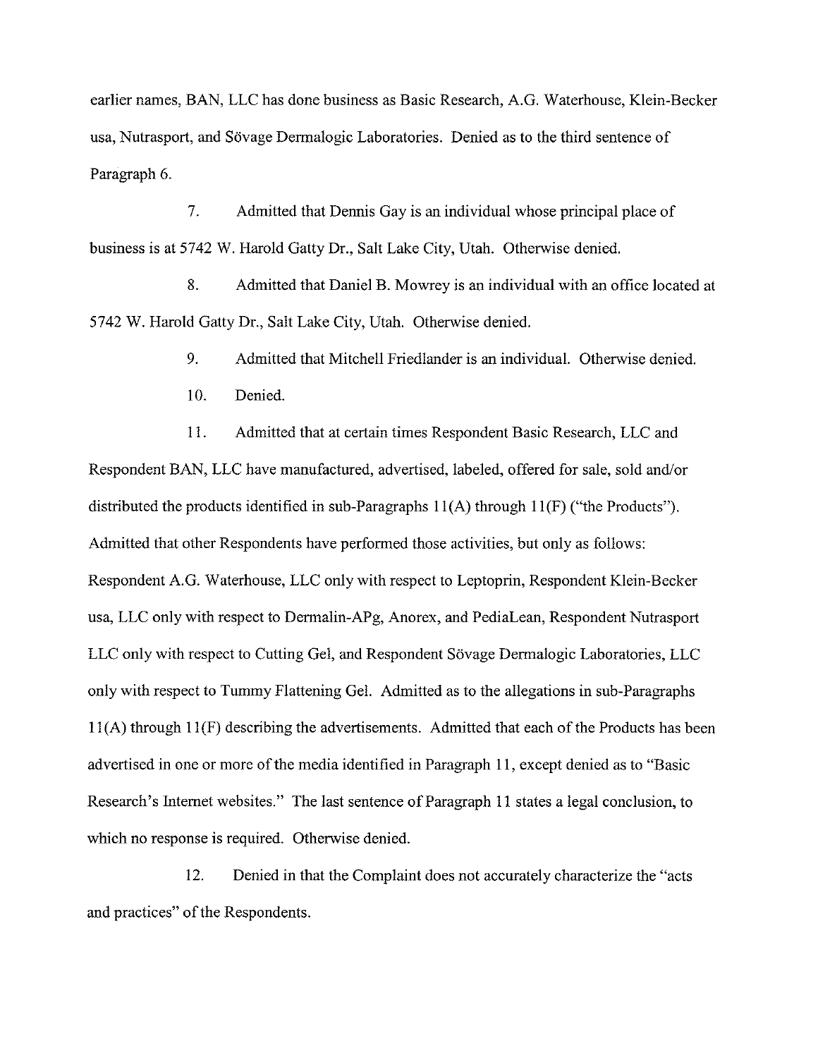earlier names, BAN, LLC has done business as Basic Research, A.G. Waterhouse, Klein-Becker usa, Nutrasport, and Sövage Dermalogic Laboratories. Denied as to the third sentence of Paragraph 6.

7. Admitted that Dennis Gay is an individual whose principal place of business is at 5742 W. Harold Gatty Dr., Salt Lake City, Utah. Otherwise denied.

8. Admitted that Daniel B. Mowrey is an individual with an office located at 5742 W. Harold Gatty Dr., Salt Lake City, Utah. Otherwise denied.

9. Admitted that Mitchell Friedlander is an individual. Otherwise denied.

10. Denied.

11. Admitted that at certain times Respondent Basic Research, LLC and Respondent BAN, LLC have manufactured, advertised, labeled, offered for sale, sold and/or distributed the products identified in sub-Paragraphs 11(A) through 11(F) ("the Products"). Admitted that other Respondents have performed those activities, but only as follows: Respondent A.G. Waterhouse, LLC only with respect to Leptoprin, Respondent Klein-Becker usa, LLC only with respect to Dermalin-APg, Anorex, and PediaLean, Respondent Nutrasport LLC only with respect to Cutting Gel, and Respondent Sövage Dermalogic Laboratories, LLC only with respect to Tummy Flattening Gel. Admitted as to the allegations in sub-Paragraphs 11(A) through 11(F) describing the advertisements. Admitted that each of the Products has been advertised in one or more of the media identified in Paragraph 11, except denied as to "Basic Research's Internet websites." The last sentence of Paragraph 11 states a legal conclusion, to which no response is required. Otherwise denied.

12. Denied in that the Complaint does not accurately characterize the "acts and practices" of the Respondents.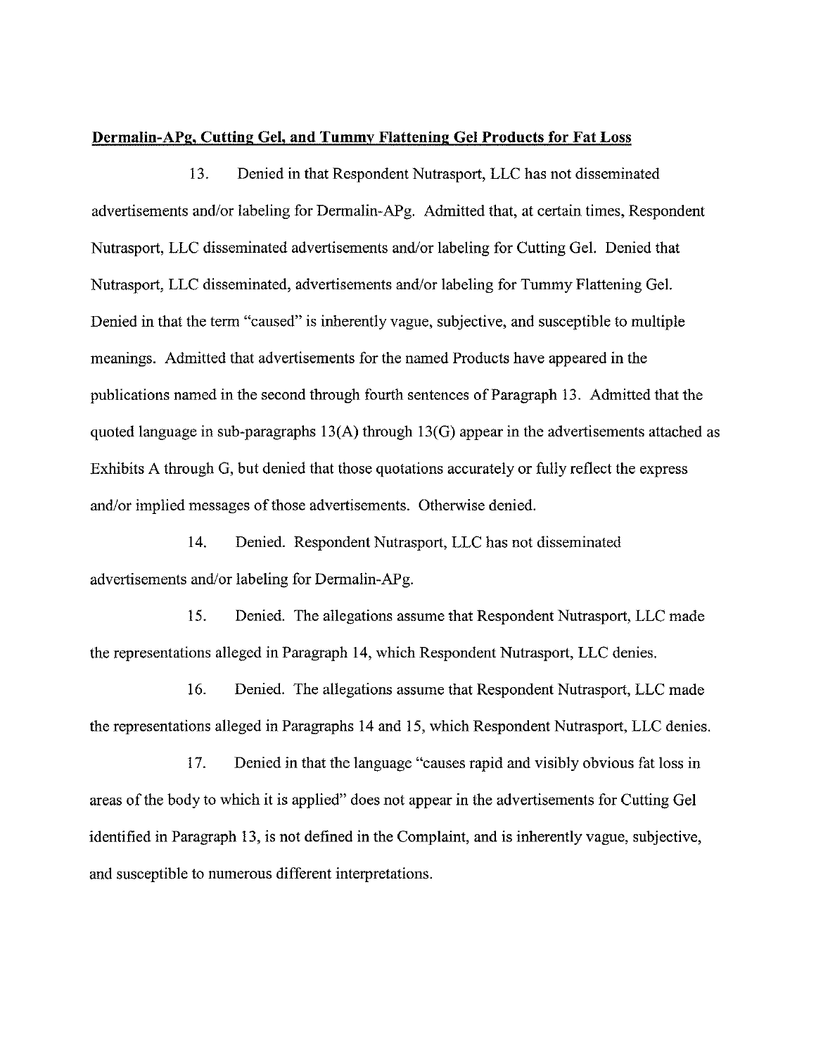**Dermalin-APg, Cutting Gel, and Tummy Flattening Gel Products for Fat Loss**

13. Denied in that Respondent Nutrasport, LLC has not disseminated advertisements and/or labeling for Dermalin-APg. Admitted that, at certain times, Respondent Nutrasport, LLC disseminated advertisements and/or labeling for Cutting Gel. Denied that Nutrasport, LLC disseminated, advertisements and/or labeling for Tummy Flattening Gel. Denied in that the term "caused" is inherently vague, subjective, and susceptible to multiple meanings. Admitted that advertisements for the named Products have appeared in the publications named in the second through fourth sentences of Paragraph 13. Admitted that the quoted language in sub-paragraphs 13(A) through 13(G) appear in the advertisements attached as Exhibits A through G, but denied that those quotations accurately or fully reflect the express and/or implied messages of those advertisements. Otherwise denied.

14. Denied. Respondent Nutrasport, LLC has not disseminated advertisements and/or labeling for Dermalin-APg.

15. Denied. The allegations assume that Respondent Nutrasport, LLC made the representations alleged in Paragraph 14, which Respondent Nutrasport, LLC denies.

16. Denied. The allegations assume that Respondent Nutrasport, LLC made the representations alleged in Paragraphs 14 and 15, which Respondent Nutrasport, LLC denies.

17. Denied in that the language "causes rapid and visibly obvious fat loss in areas of the body to which it is applied" does not appear in the advertisements for Cutting Gel identified in Paragraph 13, is not defined in the Complaint, and is inherently vague, subjective, and susceptible to numerous different interpretations.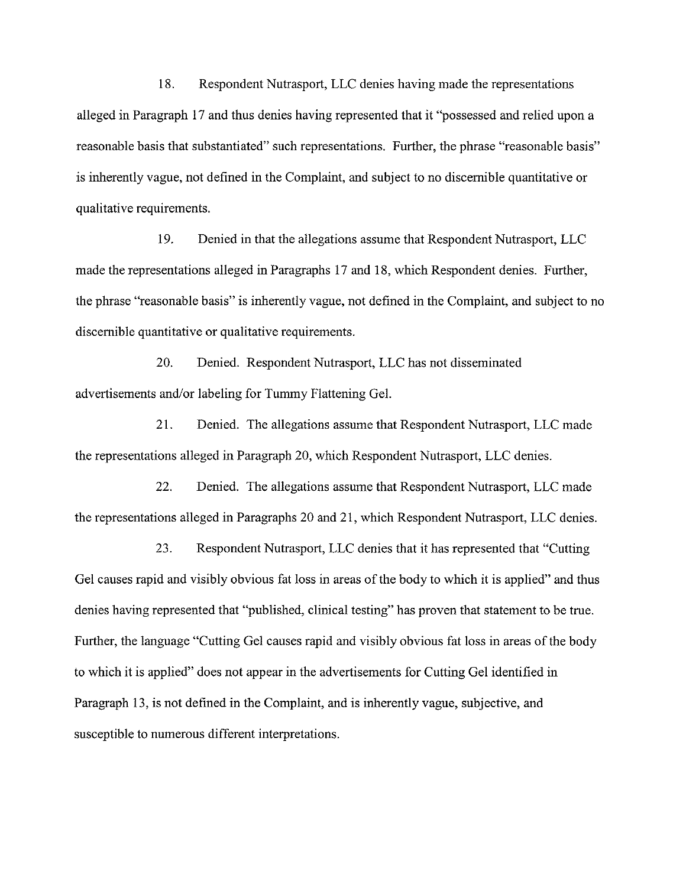18. Respondent Nutrasport, LLC denies having made the representations alleged in Paragraph 17 and thus denies having represented that it "possessed and relied upon a reasonable basis that substantiated" such representations. Further, the phrase "reasonable basis" is inherently vague, not defined in the Complaint, and subject to no discernible quantitative or qualitative requirements.

19. Denied in that the allegations assume that Respondent Nutrasport, LLC made the representations alleged in Paragraphs 17 and 18, which Respondent denies. Further, the phrase "reasonable basis" is inherently vague, not defined in the Complaint, and subject to no discernible quantitative or qualitative requirements.

20. Denied. Respondent Nutrasport, LLC has not disseminated advertisements and/or labeling for Tummy Flattening Gel.

21. Denied. The allegations assume that Respondent Nutrasport, LLC made the representations alleged in Paragraph 20, which Respondent Nutrasport, LLC denies.

22. Denied. The allegations assume that Respondent Nutrasport, LLC made the representations alleged in Paragraphs 20 and 21, which Respondent Nutrasport, LLC denies.

23. Respondent Nutrasport, LLC denies that it has represented that "Cutting Gel causes rapid and visibly obvious fat loss in areas of the body to which it is applied" and thus denies having represented that "published, clinical testing" has proven that statement to be true. Further, the language "Cutting Gel causes rapid and visibly obvious fat loss in areas of the body to which it is applied" does not appear in the advertisements for Cutting Gel identified in Paragraph 13, is not defined in the Complaint, and is inherently vague, subjective, and susceptible to numerous different interpretations.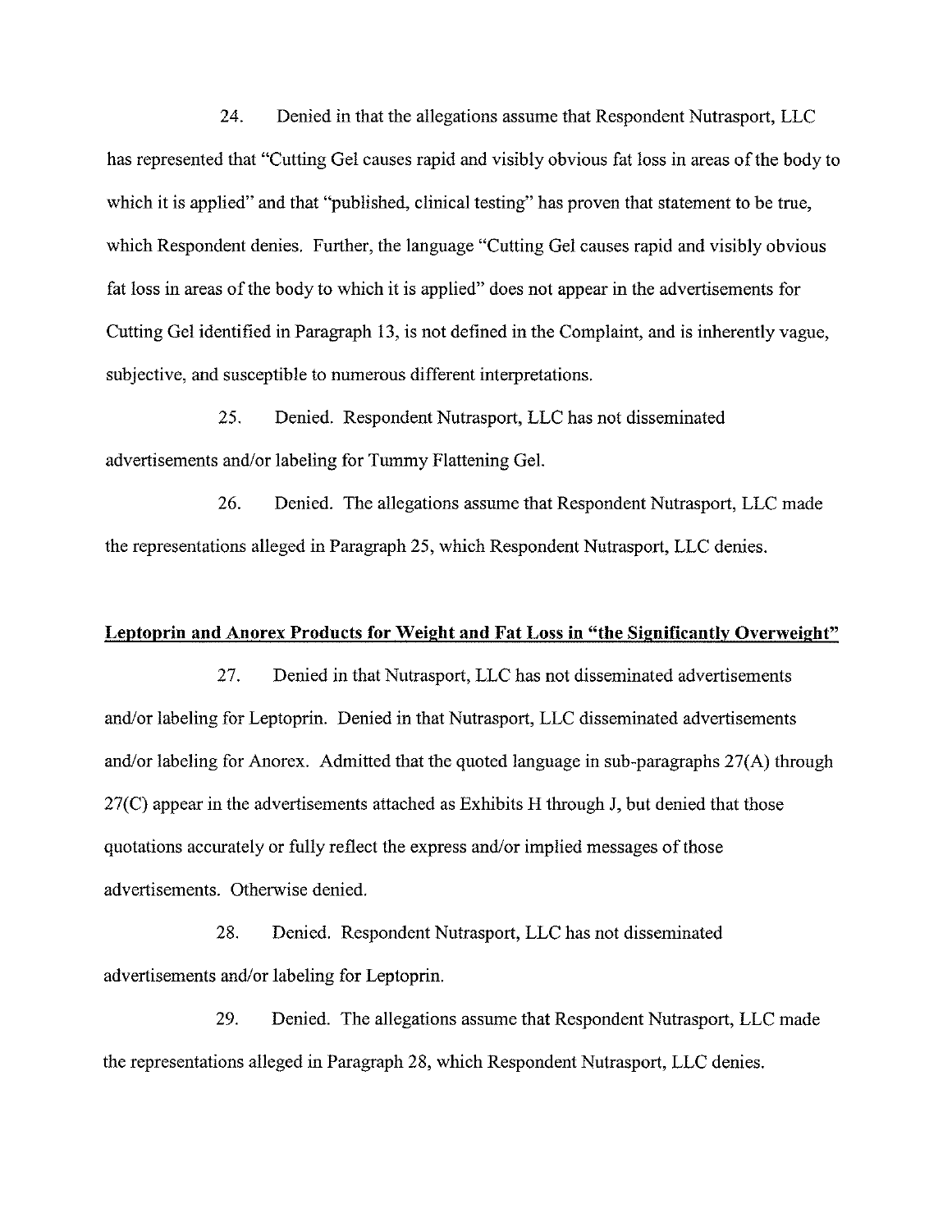24. Denied in that the allegations assume that Respondent Nutrasport, LLC has represented that "Cutting Gel causes rapid and visibly obvious fat loss in areas of the body to which it is applied" and that "published, clinical testing" has proven that statement to be true, which Respondent denies. Further, the language "Cutting Gel causes rapid and visibly obvious fat loss in areas of the body to which it is applied" does not appear in the advertisements for Cutting Gel identified in Paragraph 13, is not defined in the Complaint, and is inherently vague, subjective, and susceptible to numerous different interpretations.

25. Denied. Respondent Nutrasport, LLC has not disseminated advertisements and/or labeling for Tummy Flattening Gel.

26. Denied. The allegations assume that Respondent Nutrasport, LLC made the representations alleged in Paragraph 25, which Respondent Nutrasport, LLC denies.

**Leptoprin and Anorex Products for Weight and Fat Loss in "the Significantly Overweight"**

27. Denied in that Nutrasport, LLC has not disseminated advertisements and/or labeling for Leptoprin. Denied in that Nutrasport, LLC disseminated advertisements and/or labeling for Anorex. Admitted that the quoted language in sub-paragraphs 27(A) through 27(C) appear in the advertisements attached as Exhibits H through J, but denied that those quotations accurately or fully reflect the express and/or implied messages of those advertisements. Otherwise denied.

28. Denied. Respondent Nutrasport, LLC has not disseminated advertisements and/or labeling for Leptoprin.

29. Denied. The allegations assume that Respondent Nutrasport, LLC made the representations alleged in Paragraph 28, which Respondent Nutrasport, LLC denies.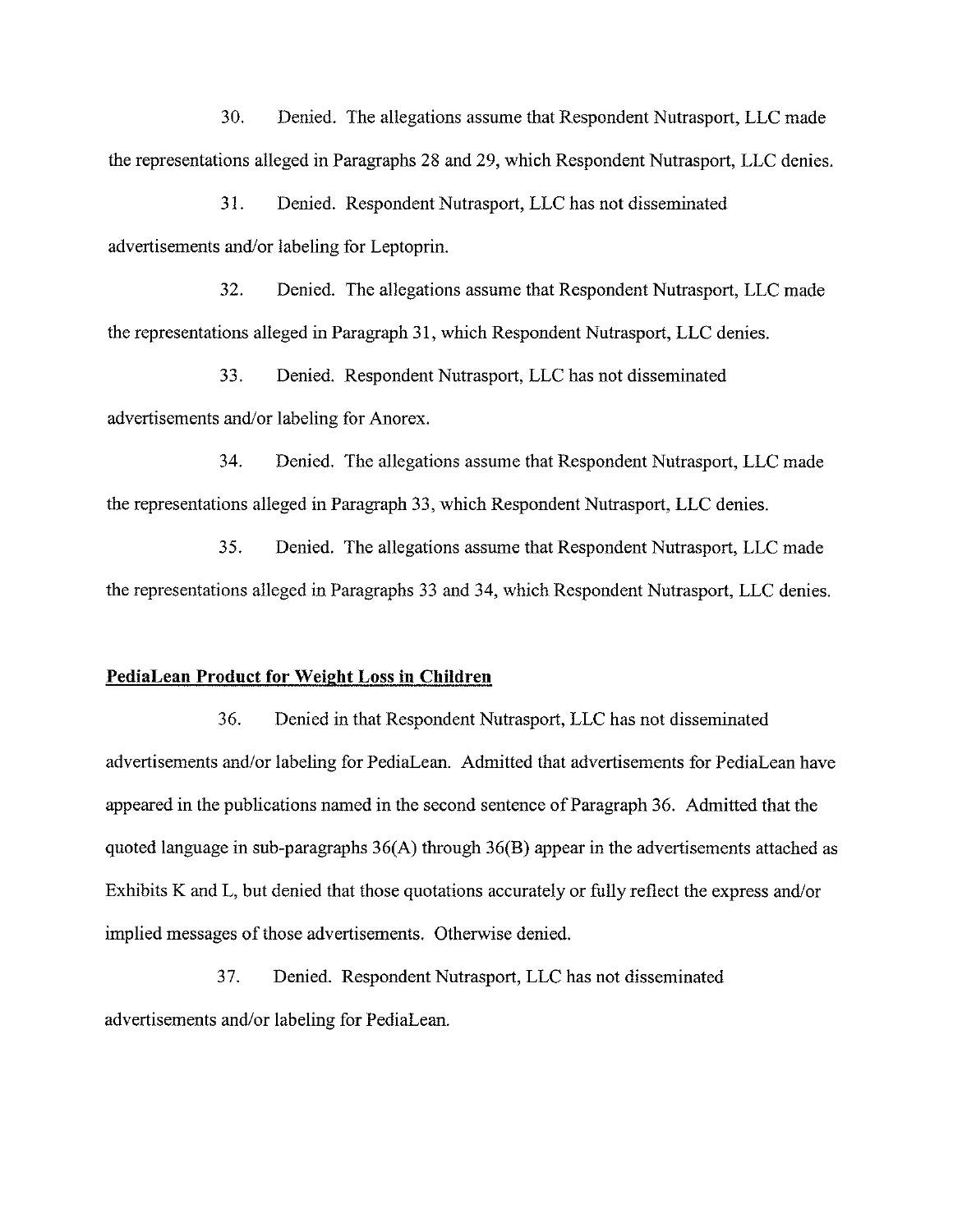30. Denied. The allegations assume that Respondent Nutrasport, LLC made the representations alleged in Paragraphs 28 and 29, which Respondent Nutrasport, LLC denies.

31. Denied. Respondent Nutrasport, LLC has not disseminated advertisements and/or labeling for Leptoprin.

32. Denied. The allegations assume that Respondent Nutrasport, LLC made the representations alleged in Paragraph 31, which Respondent Nutrasport, LLC denies.

33. Denied. Respondent Nutrasport, LLC has not disseminated advertisements and/or labeling for Anorex.

34. Denied. The allegations assume that Respondent Nutrasport, LLC made the representations alleged in Paragraph 33, which Respondent Nutrasport, LLC denies.

35. Denied. The allegations assume that Respondent Nutrasport, LLC made the representations alleged in Paragraphs 33 and 34, which Respondent Nutrasport, LLC denies.

**PediaLean Product for Weight Loss in Children**

36. Denied in that Respondent Nutrasport, LLC has not disseminated advertisements and/or labeling for PediaLean. Admitted that advertisements for PediaLean have appeared in the publications named in the second sentence of Paragraph 36. Admitted that the quoted language in sub-paragraphs 36(A) through 36(B) appear in the advertisements attached as Exhibits K and L, but denied that those quotations accurately or fully reflect the express and/or implied messages of those advertisements. Otherwise denied.

37. Denied. Respondent Nutrasport, LLC has not disseminated advertisements and/or labeling for PediaLean.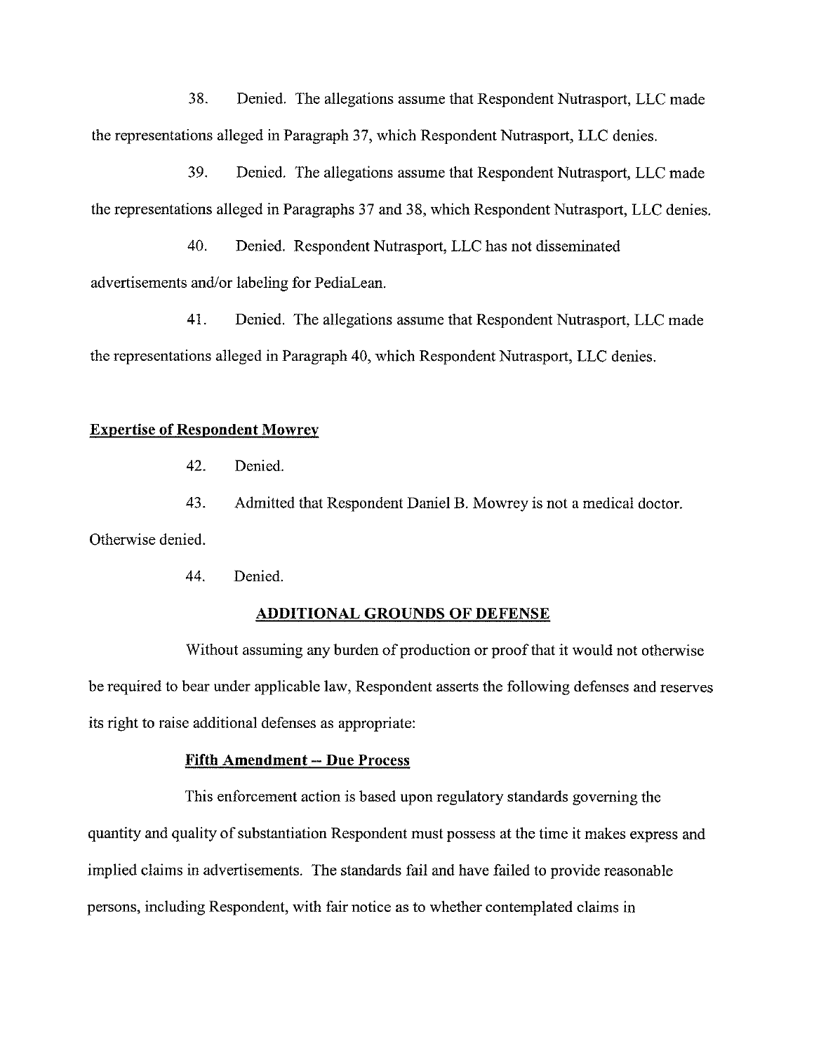38. Denied. The allegations assume that Respondent Nutrasport, LLC made the representations alleged in Paragraph 37, which Respondent Nutrasport, LLC denies.

39. Denied. The allegations assume that Respondent Nutrasport, LLC made the representations alleged in Paragraphs 37 and 38, which Respondent Nutrasport, LLC denies.

40. Denied. Respondent Nutrasport, LLC has not disseminated advertisements and/or labeling for PediaLean.

41. Denied. The allegations assume that Respondent Nutrasport, LLC made the representations alleged in Paragraph 40, which Respondent Nutrasport, LLC denies.

**Expertise of Respondent Mowrey**

42. Denied.

43. Admitted that Respondent Daniel B. Mowrey is not a medical doctor. Otherwise denied.

44. Denied.

## ADDITIONAL GROUNDS OF DEFENSE

Without assuming any burden of production or proof that it would not otherwise be required to bear under applicable law, Respondent asserts the following defenses and reserves its right to raise additional defenses as appropriate:

### Fifth Amendment -- Due Process

This enforcement action is based upon regulatory standards governing the quantity and quality of substantiation Respondent must possess at the time it makes express and implied claims in advertisements. The standards fail and have failed to provide reasonable persons, including Respondent, with fair notice as to whether contemplated claims in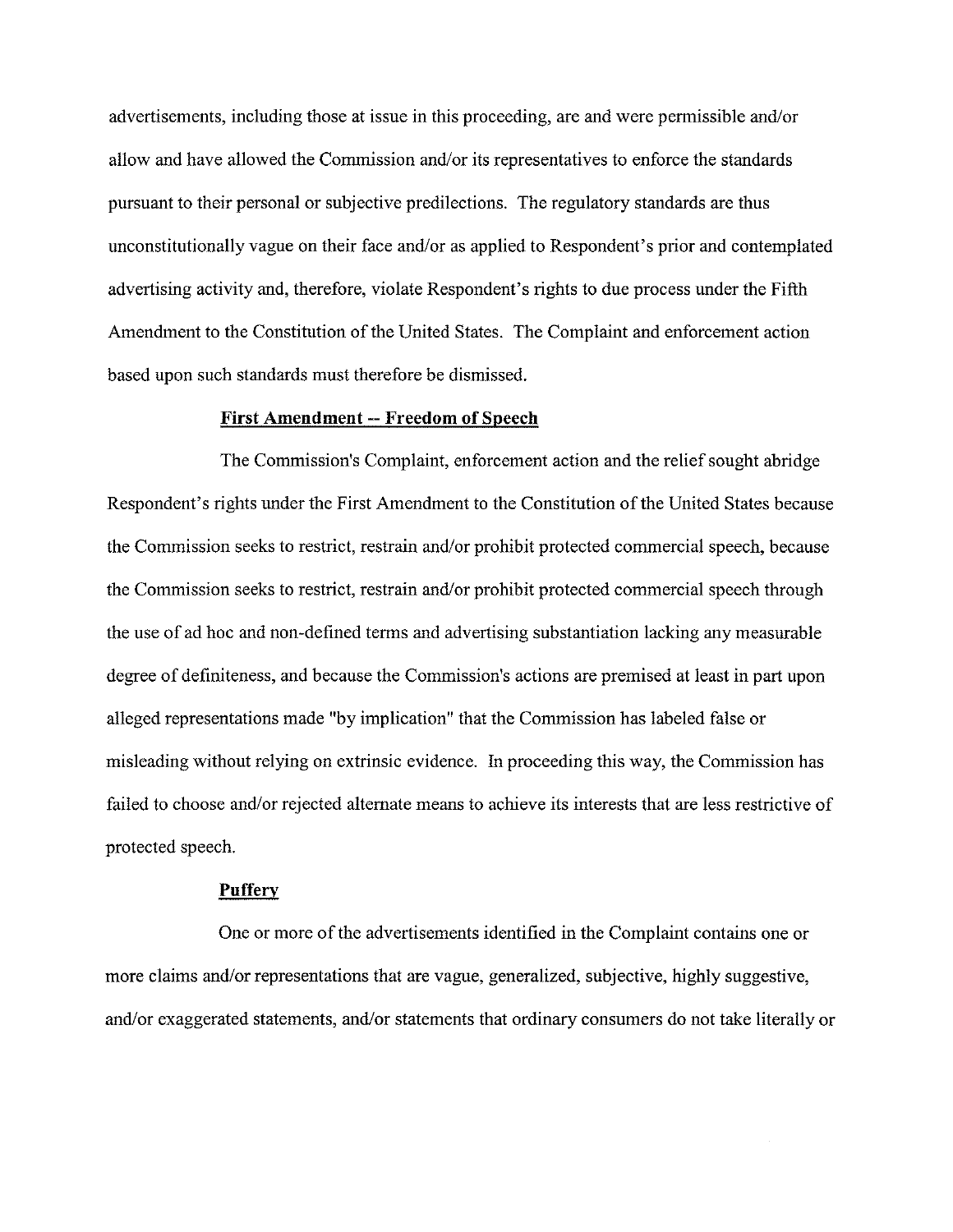advertisements, including those at issue in this proceeding, are and were permissible and/or allow and have allowed the Commission and/or its representatives to enforce the standards pursuant to their personal or subjective predilections. The regulatory standards are thus unconstitutionally vague on their face and/or as applied to Respondent's prior and contemplated advertising activity and, therefore, violate Respondent's rights to due process under the Fifth Amendment to the Constitution of the United States. The Complaint and enforcement action based upon such standards must therefore be dismissed.

**First Amendment -- Freedom of Speech**

The Commission's Complaint, enforcement action and the relief sought abridge Respondent's rights under the First Amendment to the Constitution of the United States because the Commission seeks to restrict, restrain and/or prohibit protected commercial speech, because the Commission seeks to restrict, restrain and/or prohibit protected commercial speech through the use of ad hoc and non-defined terms and advertising substantiation lacking any measurable degree of definiteness, and because the Commission's actions are premised at least in part upon alleged representations made "by implication" that the Commission has labeled false or misleading without relying on extrinsic evidence. In proceeding this way, the Commission has failed to choose and/or rejected alternate means to achieve its interests that are less restrictive of protected speech.

**Puffery**

One or more of the advertisements identified in the Complaint contains one or more claims and/or representations that are vague, generalized, subjective, highly suggestive, and/or exaggerated statements, and/or statements that ordinary consumers do not take literally or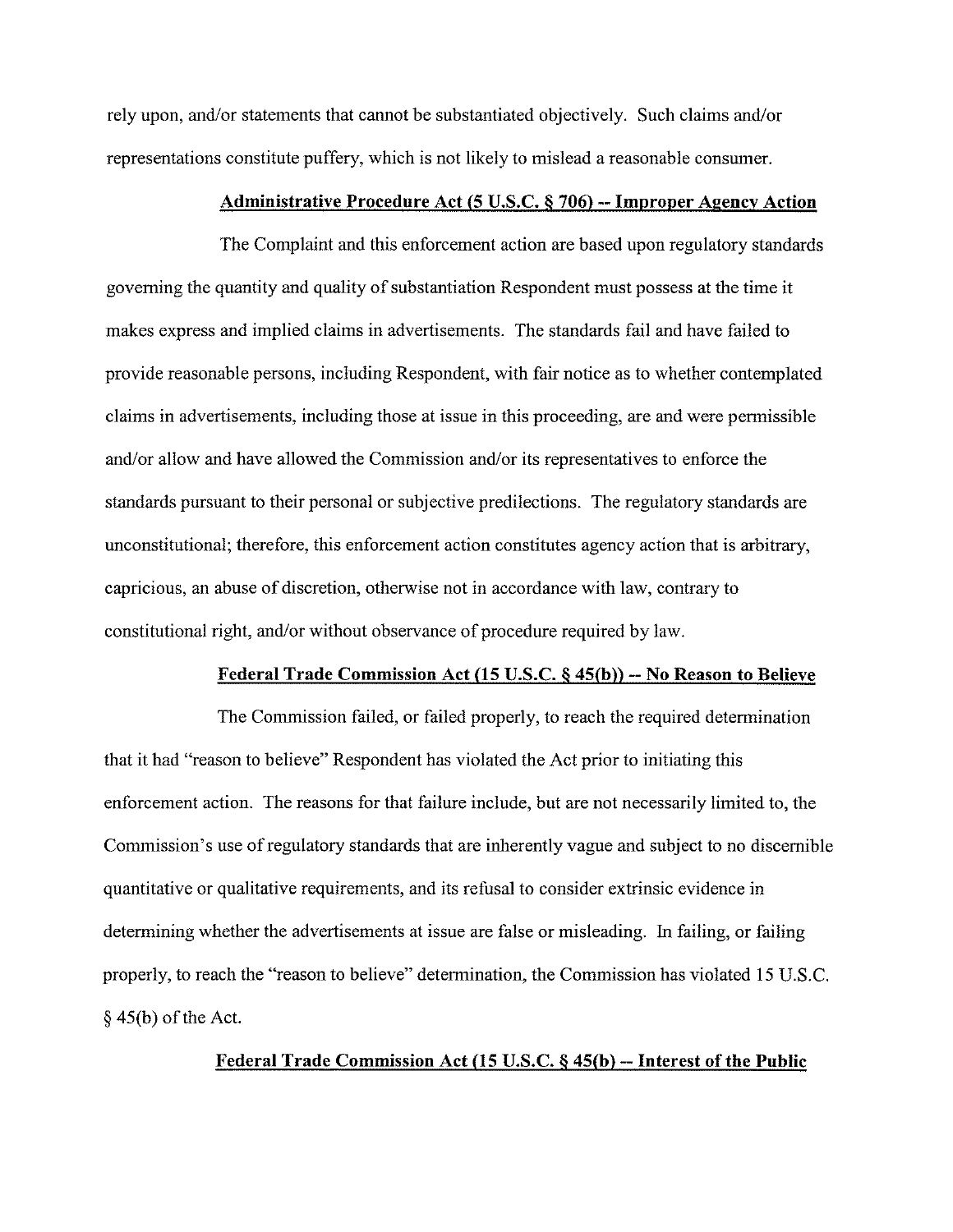rely upon, and/or statements that cannot be substantiated objectively. Such claims and/or representations constitute puffery, which is not likely to mislead a reasonable consumer.

**Administrative Procedure Act (5 U.S.C. § 706) -- Improper Agency Action**

The Complaint and this enforcement action are based upon regulatory standards governing the quantity and quality of substantiation Respondent must possess at the time it makes express and implied claims in advertisements. The standards fail and have failed to provide reasonable persons, including Respondent, with fair notice as to whether contemplated claims in advertisements, including those at issue in this proceeding, are and were permissible and/or allow and have allowed the Commission and/or its representatives to enforce the standards pursuant to their personal or subjective predilections. The regulatory standards are unconstitutional; therefore, this enforcement action constitutes agency action that is arbitrary, capricious, an abuse of discretion, otherwise not in accordance with law, contrary to constitutional right, and/or without observance of procedure required by law.

**Federal Trade Commission Act (15 U.S.C. § 45(b)) -- No Reason to Believe**

The Commission failed, or failed properly, to reach the required determination that it had "reason to believe" Respondent has violated the Act prior to initiating this enforcement action. The reasons for that failure include, but are not necessarily limited to, the Commission's use of regulatory standards that are inherently vague and subject to no discernible quantitative or qualitative requirements, and its refusal to consider extrinsic evidence in determining whether the advertisements at issue are false or misleading. In failing, or failing properly, to reach the "reason to believe" determination, the Commission has violated 15 U.S.C. § 45(b) of the Act.

**Federal Trade Commission Act (15 U.S.C. § 45(b) -- Interest of the Public**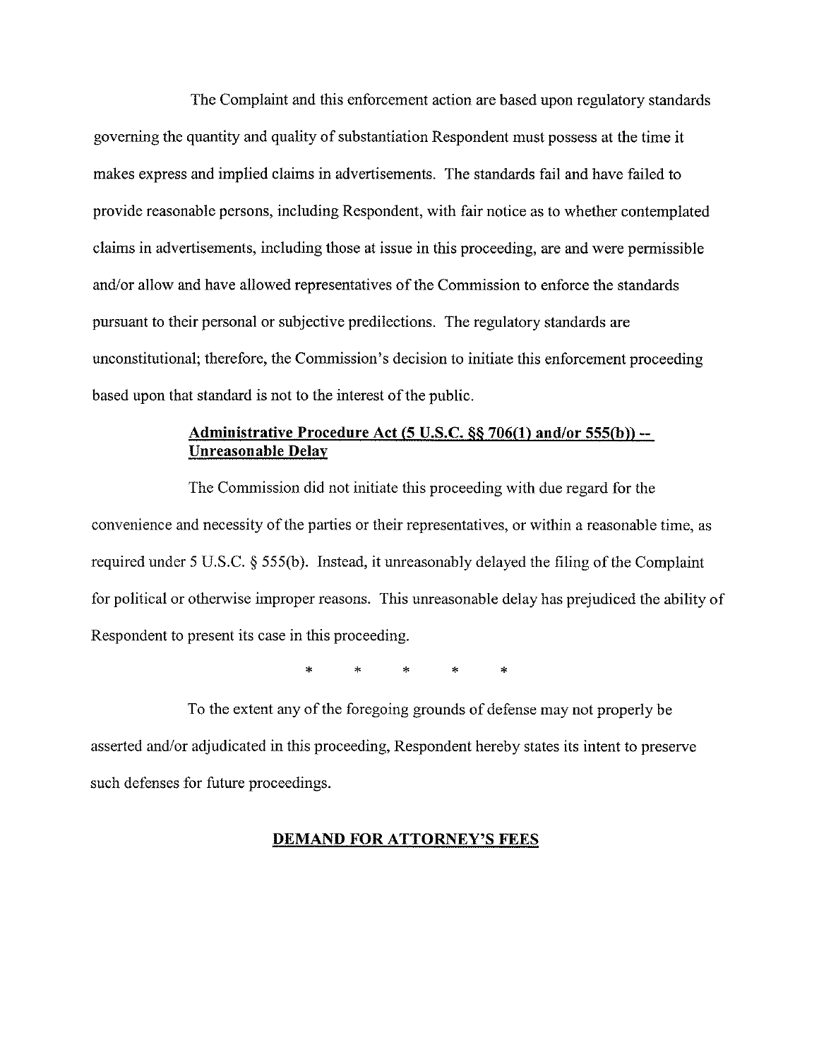The Complaint and this enforcement action are based upon regulatory standards governing the quantity and quality of substantiation Respondent must possess at the time it makes express and implied claims in advertisements. The standards fail and have failed to provide reasonable persons, including Respondent, with fair notice as to whether contemplated claims in advertisements, including those at issue in this proceeding, are and were permissible and/or allow and have allowed representatives of the Commission to enforce the standards pursuant to their personal or subjective predilections. The regulatory standards are unconstitutional; therefore, the Commission's decision to initiate this enforcement proceeding based upon that standard is not to the interest of the public.

**<u>Administrative Procedure Act (5 U.S.C. §§ 706(1) and/or 555(b)) -- Unreasonable Delay</u>**

The Commission did not initiate this proceeding with due regard for the convenience and necessity of the parties or their representatives, or within a reasonable time, as required under 5 U.S.C. § 555(b). Instead, it unreasonably delayed the filing of the Complaint for political or otherwise improper reasons. This unreasonable delay has prejudiced the ability of Respondent to present its case in this proceeding.

\* \* \* \* \*

To the extent any of the foregoing grounds of defense may not properly be asserted and/or adjudicated in this proceeding, Respondent hereby states its intent to preserve such defenses for future proceedings.

**<u>DEMAND FOR ATTORNEY'S FEES</u>**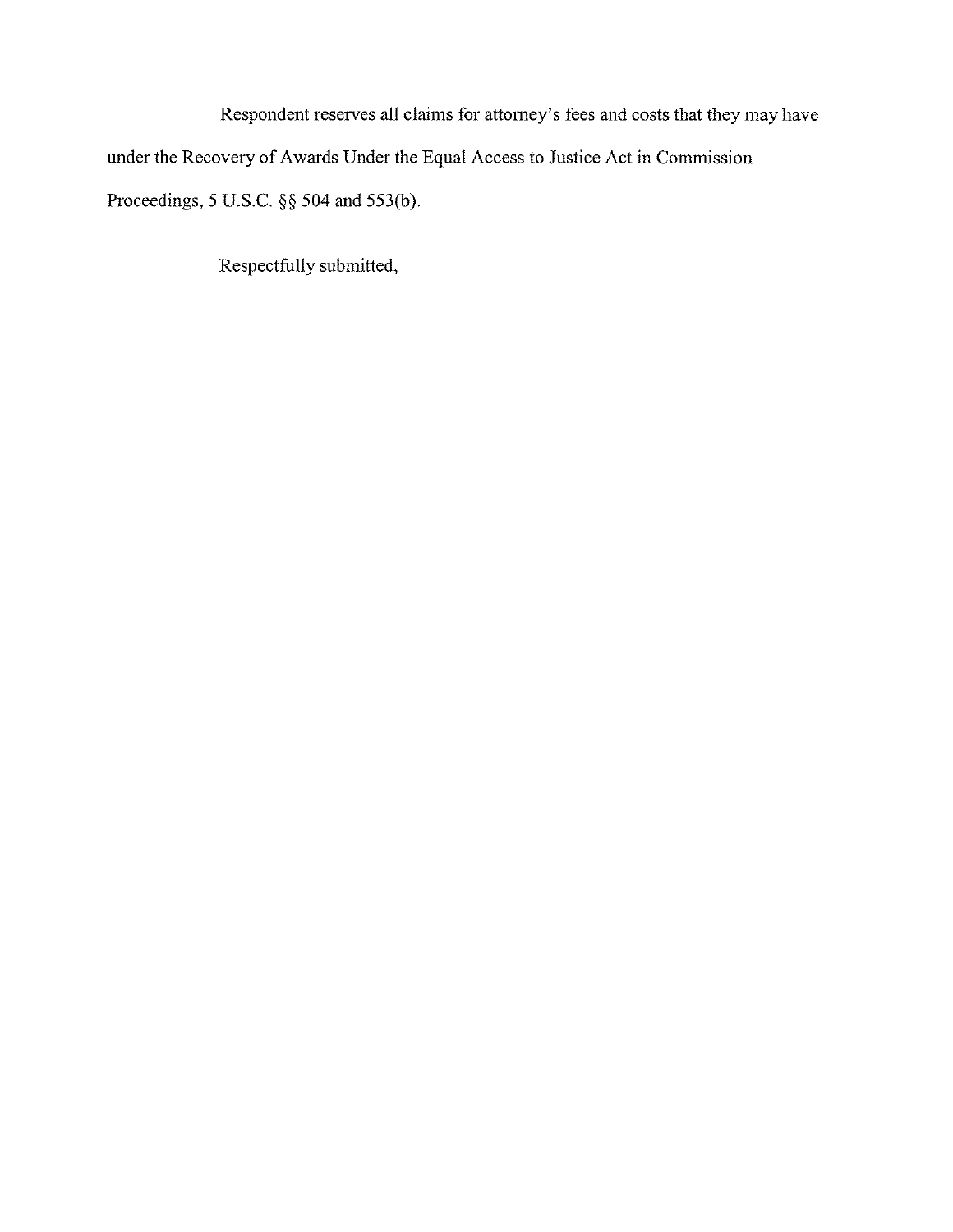Respondent reserves all claims for attorney's fees and costs that they may have under the Recovery of Awards Under the Equal Access to Justice Act in Commission Proceedings, 5 U.S.C. §§ 504 and 553(b).

Respectfully submitted,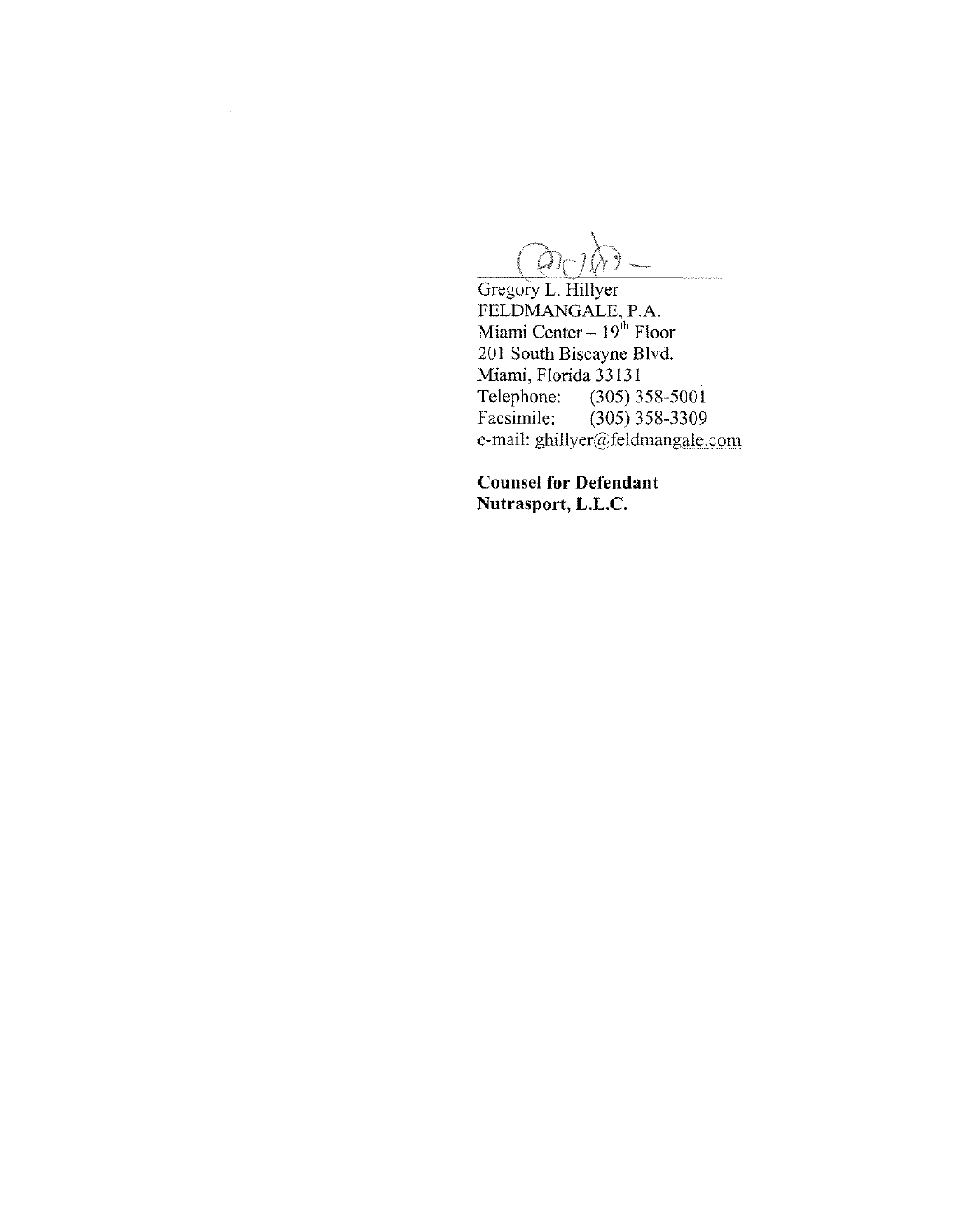Gregory L. Hillyer
FELDMANGALE, P.A.
Miami Center – 19th Floor
201 South Biscayne Blvd.
Miami, Florida 33131
Telephone: (305) 358-5001
Facsimile: (305) 358-3309
e-mail: ghillyer@feldmangale.com

**Counsel for Defendant**
**Nutrasport, L.L.C.**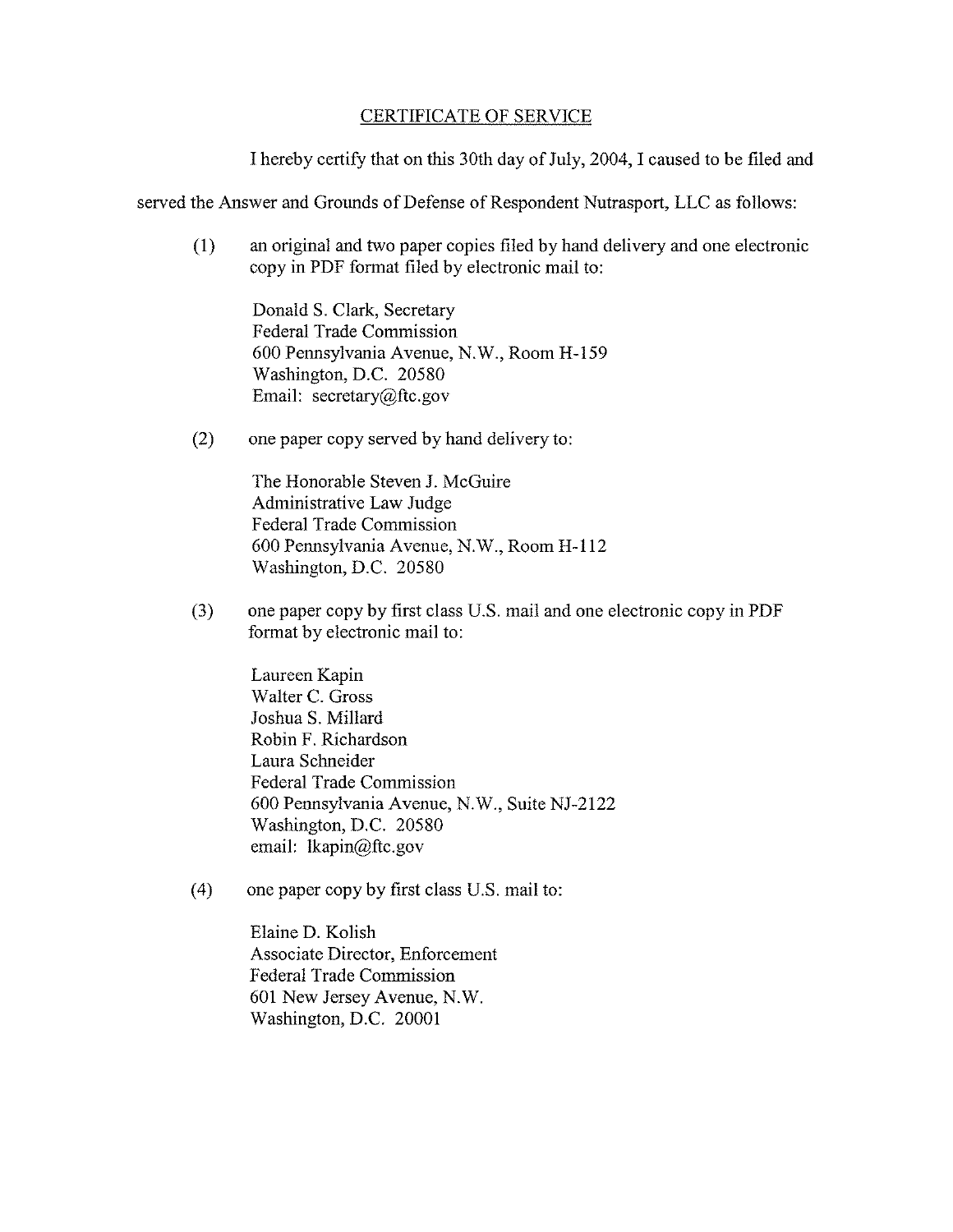## CERTIFICATE OF SERVICE

I hereby certify that on this 30th day of July, 2004, I caused to be filed and served the Answer and Grounds of Defense of Respondent Nutrasport, LLC as follows:

(1) an original and two paper copies filed by hand delivery and one electronic copy in PDF format filed by electronic mail to:

Donald S. Clark, Secretary
Federal Trade Commission
600 Pennsylvania Avenue, N.W., Room H-159
Washington, D.C. 20580
Email: secretary@ftc.gov

(2) one paper copy served by hand delivery to:

The Honorable Steven J. McGuire
Administrative Law Judge
Federal Trade Commission
600 Pennsylvania Avenue, N.W., Room H-112
Washington, D.C. 20580

(3) one paper copy by first class U.S. mail and one electronic copy in PDF format by electronic mail to:

Laureen Kapin
Walter C. Gross
Joshua S. Millard
Robin F. Richardson
Laura Schneider
Federal Trade Commission
600 Pennsylvania Avenue, N.W., Suite NJ-2122
Washington, D.C. 20580
email: lkapin@ftc.gov

(4) one paper copy by first class U.S. mail to:

Elaine D. Kolish
Associate Director, Enforcement
Federal Trade Commission
601 New Jersey Avenue, N.W.
Washington, D.C. 20001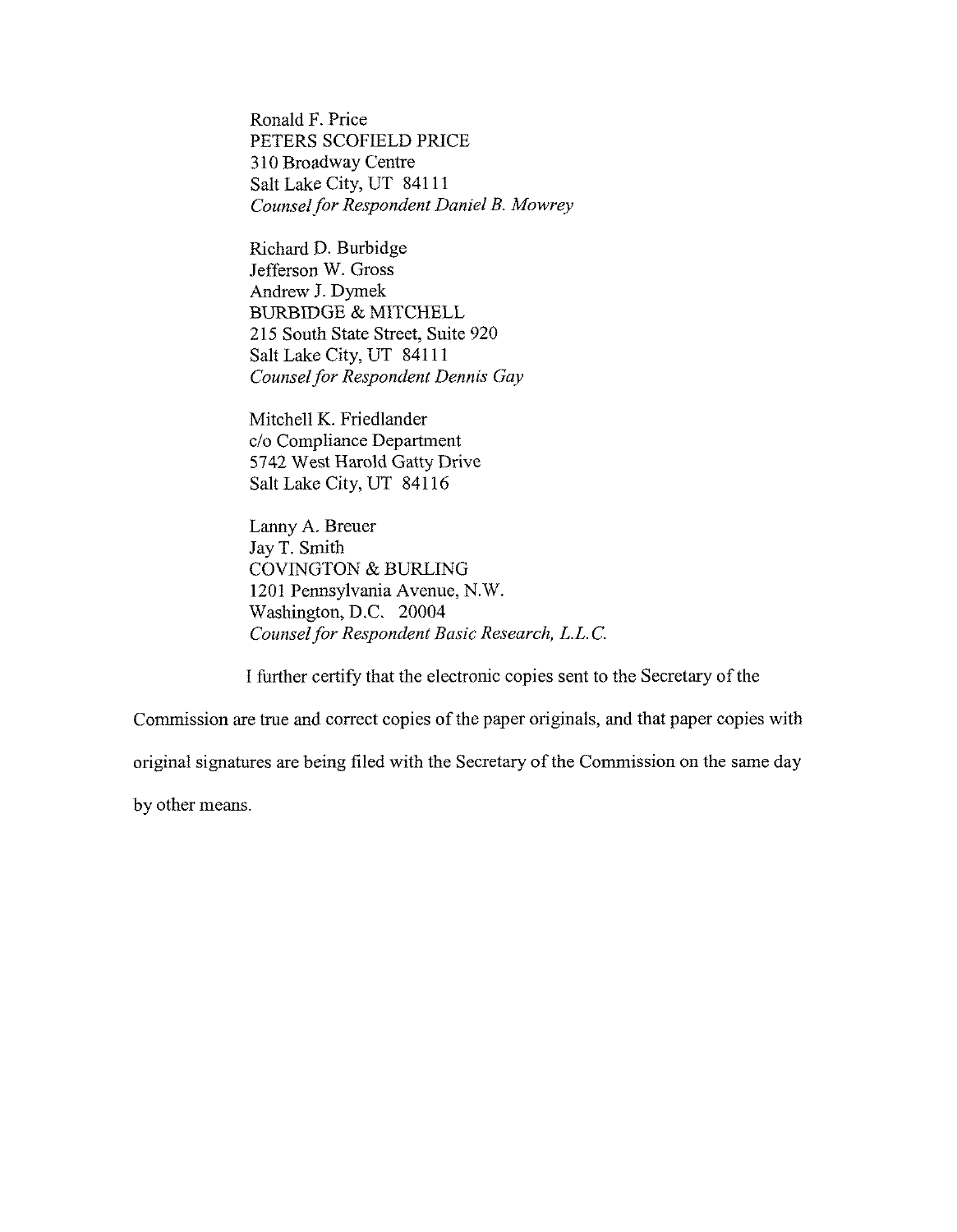Ronald F. Price
PETERS SCOFIELD PRICE
310 Broadway Centre
Salt Lake City, UT 84111
*Counsel for Respondent Daniel B. Mowrey*

Richard D. Burbidge
Jefferson W. Gross
Andrew J. Dymek
BURBIDGE & MITCHELL
215 South State Street, Suite 920
Salt Lake City, UT 84111
*Counsel for Respondent Dennis Gay*

Mitchell K. Friedlander
c/o Compliance Department
5742 West Harold Gatty Drive
Salt Lake City, UT 84116

Lanny A. Breuer
Jay T. Smith
COVINGTON & BURLING
1201 Pennsylvania Avenue, N.W.
Washington, D.C. 20004
*Counsel for Respondent Basic Research, L.L.C.*

I further certify that the electronic copies sent to the Secretary of the Commission are true and correct copies of the paper originals, and that paper copies with original signatures are being filed with the Secretary of the Commission on the same day by other means.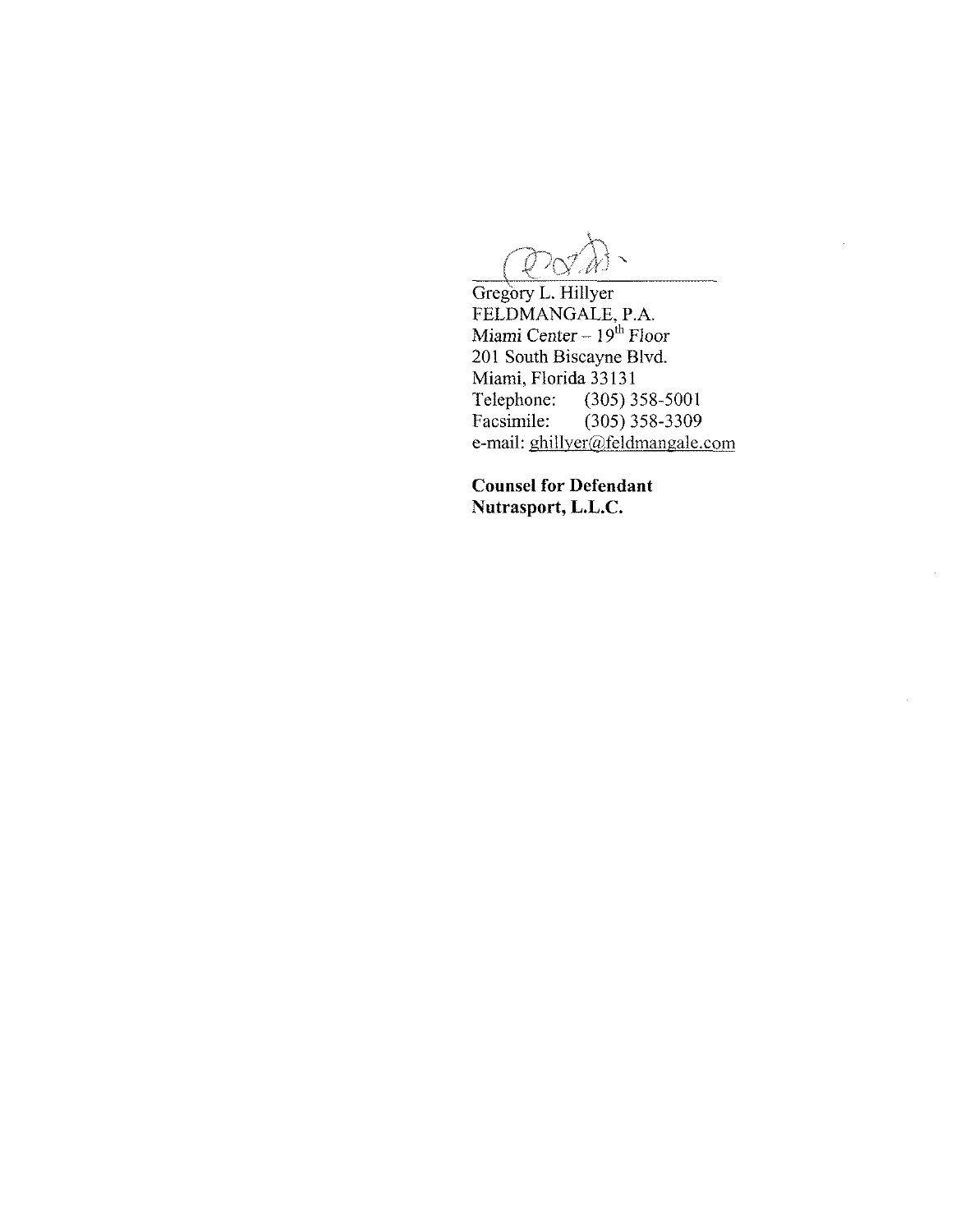Gregory L. Hillyer
FELDMANGALE, P.A.
Miami Center – 19th Floor
201 South Biscayne Blvd.
Miami, Florida 33131
Telephone: (305) 358-5001
Facsimile: (305) 358-3309
e-mail: ghillyer@feldmangale.com

**Counsel for Defendant**
**Nutrasport, L.L.C.**